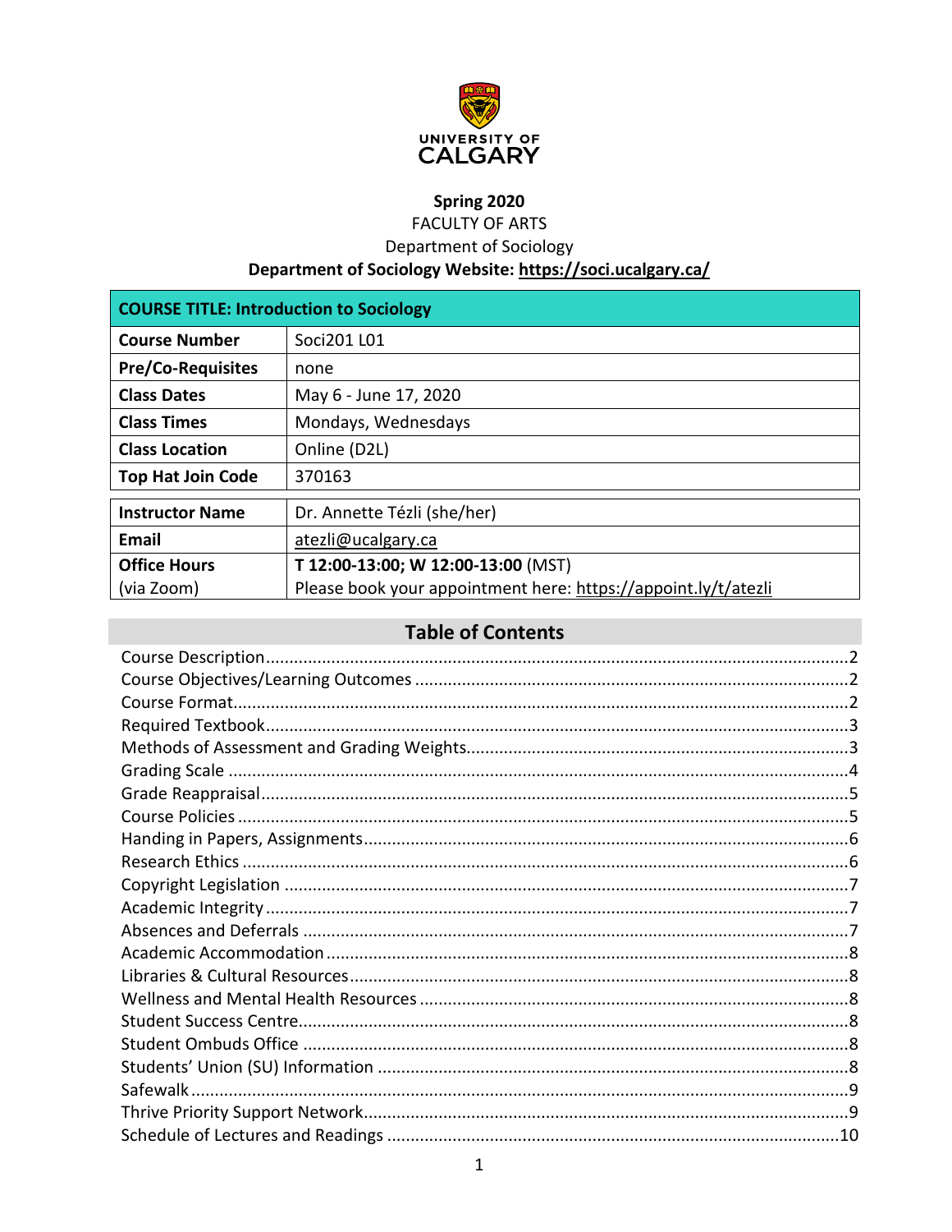UNIVERSITY OF CALGARY

**Spring 2020**

FACULTY OF ARTS

Department of Sociology

**Department of Sociology Website: https://soci.ucalgary.ca/**

| **COURSE TITLE: Introduction to Sociology** | |
|---|---|
| **Course Number** | Soci201 L01 |
| **Pre/Co-Requisites** | none |
| **Class Dates** | May 6 - June 17, 2020 |
| **Class Times** | Mondays, Wednesdays |
| **Class Location** | Online (D2L) |
| **Top Hat Join Code** | 370163 |

| | |
|---|---|
| **Instructor Name** | Dr. Annette Tézli (she/her) |
| **Email** | atezli@ucalgary.ca |
| **Office Hours** (via Zoom) | **T 12:00-13:00; W 12:00-13:00** (MST) Please book your appointment here: https://appoint.ly/t/atezli |

## Table of Contents

- Course Description....................2
- Course Objectives/Learning Outcomes....................2
- Course Format....................2
- Required Textbook....................3
- Methods of Assessment and Grading Weights....................3
- Grading Scale....................4
- Grade Reappraisal....................5
- Course Policies....................5
- Handing in Papers, Assignments....................6
- Research Ethics....................6
- Copyright Legislation....................7
- Academic Integrity....................7
- Absences and Deferrals....................7
- Academic Accommodation....................8
- Libraries & Cultural Resources....................8
- Wellness and Mental Health Resources....................8
- Student Success Centre....................8
- Student Ombuds Office....................8
- Students' Union (SU) Information....................8
- Safewalk....................9
- Thrive Priority Support Network....................9
- Schedule of Lectures and Readings....................10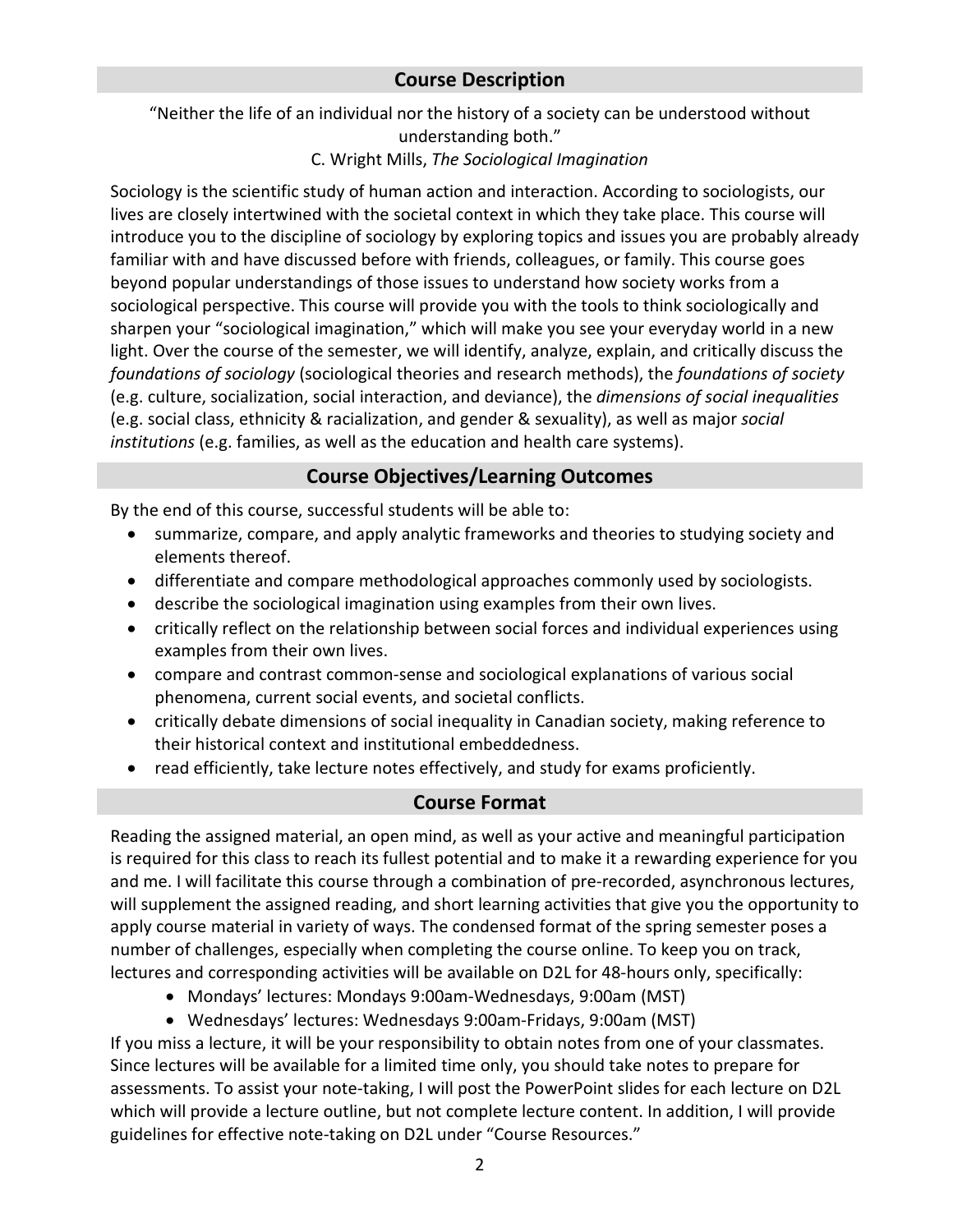## Course Description

"Neither the life of an individual nor the history of a society can be understood without understanding both."
C. Wright Mills, *The Sociological Imagination*

Sociology is the scientific study of human action and interaction. According to sociologists, our lives are closely intertwined with the societal context in which they take place. This course will introduce you to the discipline of sociology by exploring topics and issues you are probably already familiar with and have discussed before with friends, colleagues, or family. This course goes beyond popular understandings of those issues to understand how society works from a sociological perspective. This course will provide you with the tools to think sociologically and sharpen your "sociological imagination," which will make you see your everyday world in a new light. Over the course of the semester, we will identify, analyze, explain, and critically discuss the *foundations of sociology* (sociological theories and research methods), the *foundations of society* (e.g. culture, socialization, social interaction, and deviance), the *dimensions of social inequalities* (e.g. social class, ethnicity & racialization, and gender & sexuality), as well as major *social institutions* (e.g. families, as well as the education and health care systems).

## Course Objectives/Learning Outcomes

By the end of this course, successful students will be able to:

- summarize, compare, and apply analytic frameworks and theories to studying society and elements thereof.
- differentiate and compare methodological approaches commonly used by sociologists.
- describe the sociological imagination using examples from their own lives.
- critically reflect on the relationship between social forces and individual experiences using examples from their own lives.
- compare and contrast common-sense and sociological explanations of various social phenomena, current social events, and societal conflicts.
- critically debate dimensions of social inequality in Canadian society, making reference to their historical context and institutional embeddedness.
- read efficiently, take lecture notes effectively, and study for exams proficiently.

## Course Format

Reading the assigned material, an open mind, as well as your active and meaningful participation is required for this class to reach its fullest potential and to make it a rewarding experience for you and me. I will facilitate this course through a combination of pre-recorded, asynchronous lectures, will supplement the assigned reading, and short learning activities that give you the opportunity to apply course material in variety of ways. The condensed format of the spring semester poses a number of challenges, especially when completing the course online. To keep you on track, lectures and corresponding activities will be available on D2L for 48-hours only, specifically:

- Mondays' lectures: Mondays 9:00am-Wednesdays, 9:00am (MST)
- Wednesdays' lectures: Wednesdays 9:00am-Fridays, 9:00am (MST)

If you miss a lecture, it will be your responsibility to obtain notes from one of your classmates. Since lectures will be available for a limited time only, you should take notes to prepare for assessments. To assist your note-taking, I will post the PowerPoint slides for each lecture on D2L which will provide a lecture outline, but not complete lecture content. In addition, I will provide guidelines for effective note-taking on D2L under "Course Resources."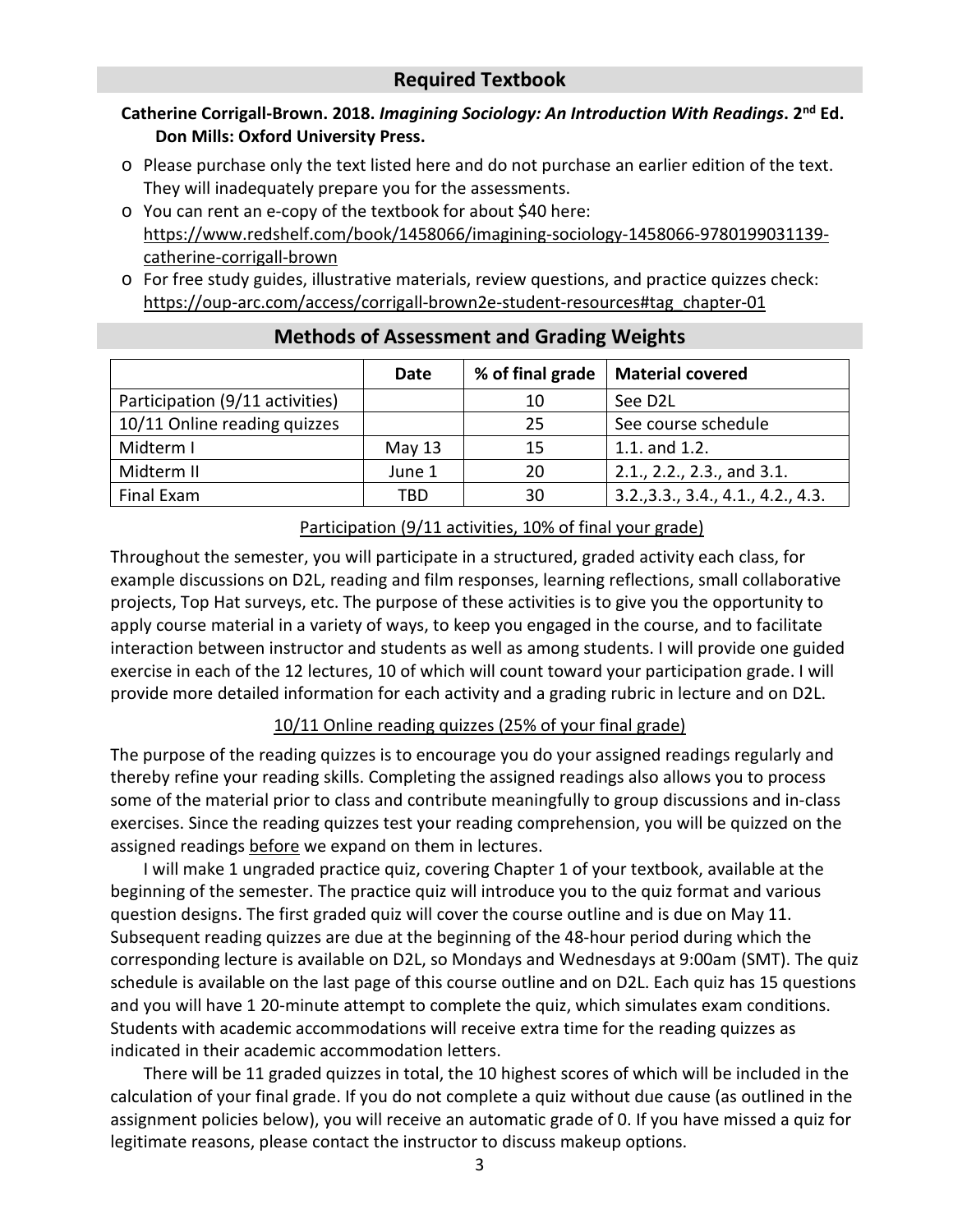## Required Textbook

**Catherine Corrigall-Brown. 2018. *Imagining Sociology: An Introduction With Readings*. 2nd Ed. Don Mills: Oxford University Press.**

- Please purchase only the text listed here and do not purchase an earlier edition of the text. They will inadequately prepare you for the assessments.
- You can rent an e-copy of the textbook for about $40 here: https://www.redshelf.com/book/1458066/imagining-sociology-1458066-9780199031139-catherine-corrigall-brown
- For free study guides, illustrative materials, review questions, and practice quizzes check: https://oup-arc.com/access/corrigall-brown2e-student-resources#tag_chapter-01

## Methods of Assessment and Grading Weights

| | Date | % of final grade | Material covered |
|---|---|---|---|
| Participation (9/11 activities) | | 10 | See D2L |
| 10/11 Online reading quizzes | | 25 | See course schedule |
| Midterm I | May 13 | 15 | 1.1. and 1.2. |
| Midterm II | June 1 | 20 | 2.1., 2.2., 2.3., and 3.1. |
| Final Exam | TBD | 30 | 3.2.,3.3., 3.4., 4.1., 4.2., 4.3. |

<u>Participation (9/11 activities, 10% of final your grade)</u>

Throughout the semester, you will participate in a structured, graded activity each class, for example discussions on D2L, reading and film responses, learning reflections, small collaborative projects, Top Hat surveys, etc. The purpose of these activities is to give you the opportunity to apply course material in a variety of ways, to keep you engaged in the course, and to facilitate interaction between instructor and students as well as among students. I will provide one guided exercise in each of the 12 lectures, 10 of which will count toward your participation grade. I will provide more detailed information for each activity and a grading rubric in lecture and on D2L.

<u>10/11 Online reading quizzes (25% of your final grade)</u>

The purpose of the reading quizzes is to encourage you do your assigned readings regularly and thereby refine your reading skills. Completing the assigned readings also allows you to process some of the material prior to class and contribute meaningfully to group discussions and in-class exercises. Since the reading quizzes test your reading comprehension, you will be quizzed on the assigned readings <u>before</u> we expand on them in lectures.

I will make 1 ungraded practice quiz, covering Chapter 1 of your textbook, available at the beginning of the semester. The practice quiz will introduce you to the quiz format and various question designs. The first graded quiz will cover the course outline and is due on May 11. Subsequent reading quizzes are due at the beginning of the 48-hour period during which the corresponding lecture is available on D2L, so Mondays and Wednesdays at 9:00am (SMT). The quiz schedule is available on the last page of this course outline and on D2L. Each quiz has 15 questions and you will have 1 20-minute attempt to complete the quiz, which simulates exam conditions. Students with academic accommodations will receive extra time for the reading quizzes as indicated in their academic accommodation letters.

There will be 11 graded quizzes in total, the 10 highest scores of which will be included in the calculation of your final grade. If you do not complete a quiz without due cause (as outlined in the assignment policies below), you will receive an automatic grade of 0. If you have missed a quiz for legitimate reasons, please contact the instructor to discuss makeup options.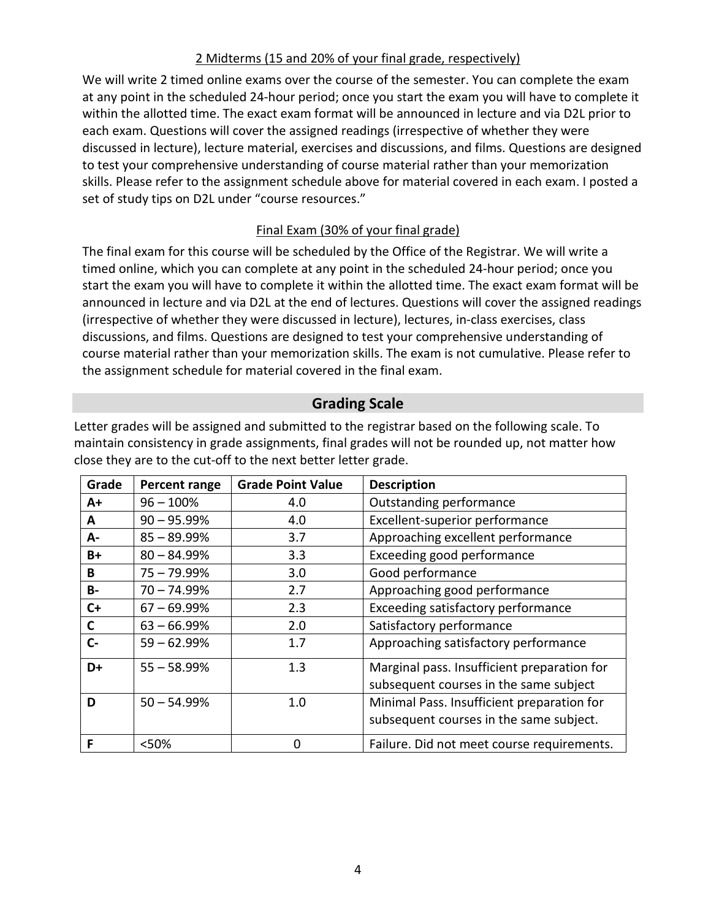### 2 Midterms (15 and 20% of your final grade, respectively)

We will write 2 timed online exams over the course of the semester. You can complete the exam at any point in the scheduled 24-hour period; once you start the exam you will have to complete it within the allotted time. The exact exam format will be announced in lecture and via D2L prior to each exam. Questions will cover the assigned readings (irrespective of whether they were discussed in lecture), lecture material, exercises and discussions, and films. Questions are designed to test your comprehensive understanding of course material rather than your memorization skills. Please refer to the assignment schedule above for material covered in each exam. I posted a set of study tips on D2L under "course resources."

### Final Exam (30% of your final grade)

The final exam for this course will be scheduled by the Office of the Registrar. We will write a timed online, which you can complete at any point in the scheduled 24-hour period; once you start the exam you will have to complete it within the allotted time. The exact exam format will be announced in lecture and via D2L at the end of lectures. Questions will cover the assigned readings (irrespective of whether they were discussed in lecture), lectures, in-class exercises, class discussions, and films. Questions are designed to test your comprehensive understanding of course material rather than your memorization skills. The exam is not cumulative. Please refer to the assignment schedule for material covered in the final exam.

## Grading Scale

Letter grades will be assigned and submitted to the registrar based on the following scale. To maintain consistency in grade assignments, final grades will not be rounded up, not matter how close they are to the cut-off to the next better letter grade.

| Grade | Percent range | Grade Point Value | Description |
|---|---|---|---|
| A+ | 96 – 100% | 4.0 | Outstanding performance |
| A | 90 – 95.99% | 4.0 | Excellent-superior performance |
| A- | 85 – 89.99% | 3.7 | Approaching excellent performance |
| B+ | 80 – 84.99% | 3.3 | Exceeding good performance |
| B | 75 – 79.99% | 3.0 | Good performance |
| B- | 70 – 74.99% | 2.7 | Approaching good performance |
| C+ | 67 – 69.99% | 2.3 | Exceeding satisfactory performance |
| C | 63 – 66.99% | 2.0 | Satisfactory performance |
| C- | 59 – 62.99% | 1.7 | Approaching satisfactory performance |
| D+ | 55 – 58.99% | 1.3 | Marginal pass. Insufficient preparation for subsequent courses in the same subject |
| D | 50 – 54.99% | 1.0 | Minimal Pass. Insufficient preparation for subsequent courses in the same subject. |
| F | <50% | 0 | Failure. Did not meet course requirements. |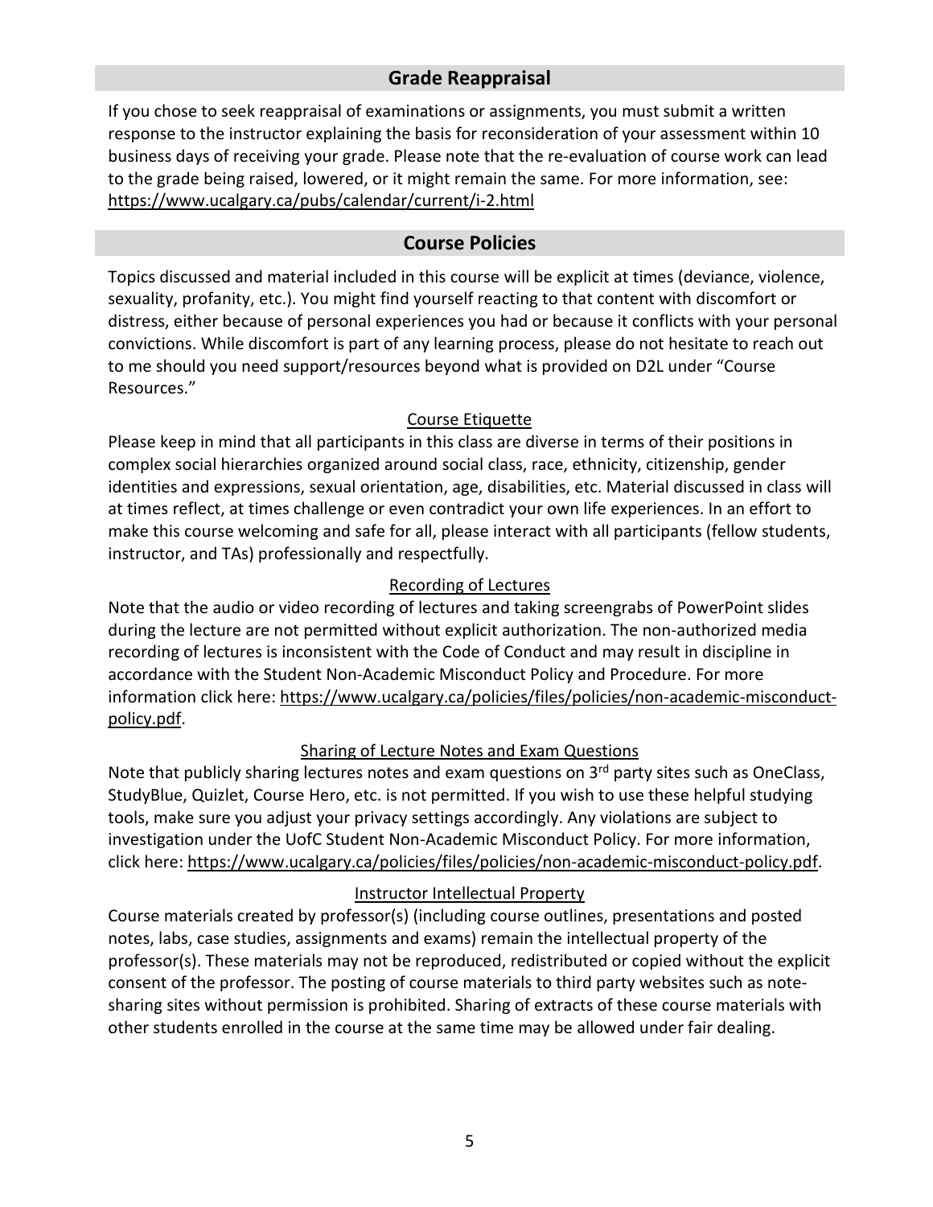## Grade Reappraisal

If you chose to seek reappraisal of examinations or assignments, you must submit a written response to the instructor explaining the basis for reconsideration of your assessment within 10 business days of receiving your grade. Please note that the re-evaluation of course work can lead to the grade being raised, lowered, or it might remain the same. For more information, see: https://www.ucalgary.ca/pubs/calendar/current/i-2.html

## Course Policies

Topics discussed and material included in this course will be explicit at times (deviance, violence, sexuality, profanity, etc.). You might find yourself reacting to that content with discomfort or distress, either because of personal experiences you had or because it conflicts with your personal convictions. While discomfort is part of any learning process, please do not hesitate to reach out to me should you need support/resources beyond what is provided on D2L under "Course Resources."

### Course Etiquette

Please keep in mind that all participants in this class are diverse in terms of their positions in complex social hierarchies organized around social class, race, ethnicity, citizenship, gender identities and expressions, sexual orientation, age, disabilities, etc. Material discussed in class will at times reflect, at times challenge or even contradict your own life experiences. In an effort to make this course welcoming and safe for all, please interact with all participants (fellow students, instructor, and TAs) professionally and respectfully.

### Recording of Lectures

Note that the audio or video recording of lectures and taking screengrabs of PowerPoint slides during the lecture are not permitted without explicit authorization. The non-authorized media recording of lectures is inconsistent with the Code of Conduct and may result in discipline in accordance with the Student Non-Academic Misconduct Policy and Procedure. For more information click here: https://www.ucalgary.ca/policies/files/policies/non-academic-misconduct-policy.pdf.

### Sharing of Lecture Notes and Exam Questions

Note that publicly sharing lectures notes and exam questions on 3rd party sites such as OneClass, StudyBlue, Quizlet, Course Hero, etc. is not permitted. If you wish to use these helpful studying tools, make sure you adjust your privacy settings accordingly. Any violations are subject to investigation under the UofC Student Non-Academic Misconduct Policy. For more information, click here: https://www.ucalgary.ca/policies/files/policies/non-academic-misconduct-policy.pdf.

### Instructor Intellectual Property

Course materials created by professor(s) (including course outlines, presentations and posted notes, labs, case studies, assignments and exams) remain the intellectual property of the professor(s). These materials may not be reproduced, redistributed or copied without the explicit consent of the professor. The posting of course materials to third party websites such as note-sharing sites without permission is prohibited. Sharing of extracts of these course materials with other students enrolled in the course at the same time may be allowed under fair dealing.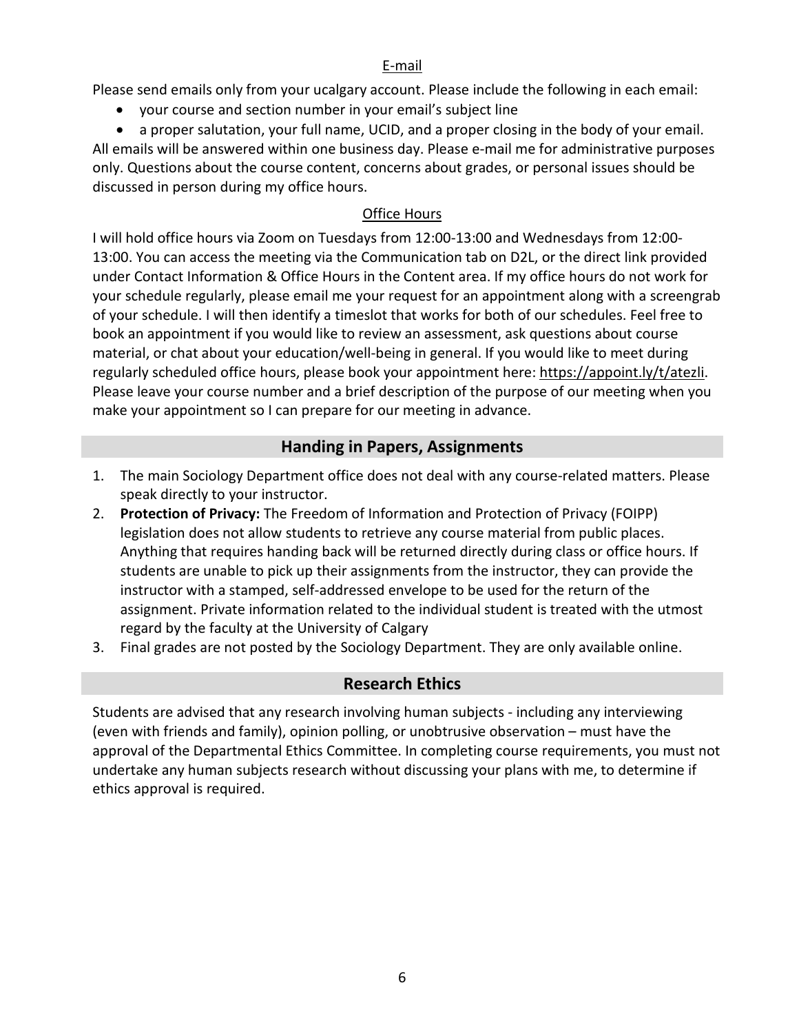### E-mail

Please send emails only from your ucalgary account. Please include the following in each email:

- your course and section number in your email's subject line
- a proper salutation, your full name, UCID, and a proper closing in the body of your email.

All emails will be answered within one business day. Please e-mail me for administrative purposes only. Questions about the course content, concerns about grades, or personal issues should be discussed in person during my office hours.

### Office Hours

I will hold office hours via Zoom on Tuesdays from 12:00-13:00 and Wednesdays from 12:00-13:00. You can access the meeting via the Communication tab on D2L, or the direct link provided under Contact Information & Office Hours in the Content area. If my office hours do not work for your schedule regularly, please email me your request for an appointment along with a screengrab of your schedule. I will then identify a timeslot that works for both of our schedules. Feel free to book an appointment if you would like to review an assessment, ask questions about course material, or chat about your education/well-being in general. If you would like to meet during regularly scheduled office hours, please book your appointment here: https://appoint.ly/t/atezli. Please leave your course number and a brief description of the purpose of our meeting when you make your appointment so I can prepare for our meeting in advance.

## Handing in Papers, Assignments

1. The main Sociology Department office does not deal with any course-related matters. Please speak directly to your instructor.
2. **Protection of Privacy:** The Freedom of Information and Protection of Privacy (FOIPP) legislation does not allow students to retrieve any course material from public places. Anything that requires handing back will be returned directly during class or office hours. If students are unable to pick up their assignments from the instructor, they can provide the instructor with a stamped, self-addressed envelope to be used for the return of the assignment. Private information related to the individual student is treated with the utmost regard by the faculty at the University of Calgary
3. Final grades are not posted by the Sociology Department. They are only available online.

## Research Ethics

Students are advised that any research involving human subjects - including any interviewing (even with friends and family), opinion polling, or unobtrusive observation – must have the approval of the Departmental Ethics Committee. In completing course requirements, you must not undertake any human subjects research without discussing your plans with me, to determine if ethics approval is required.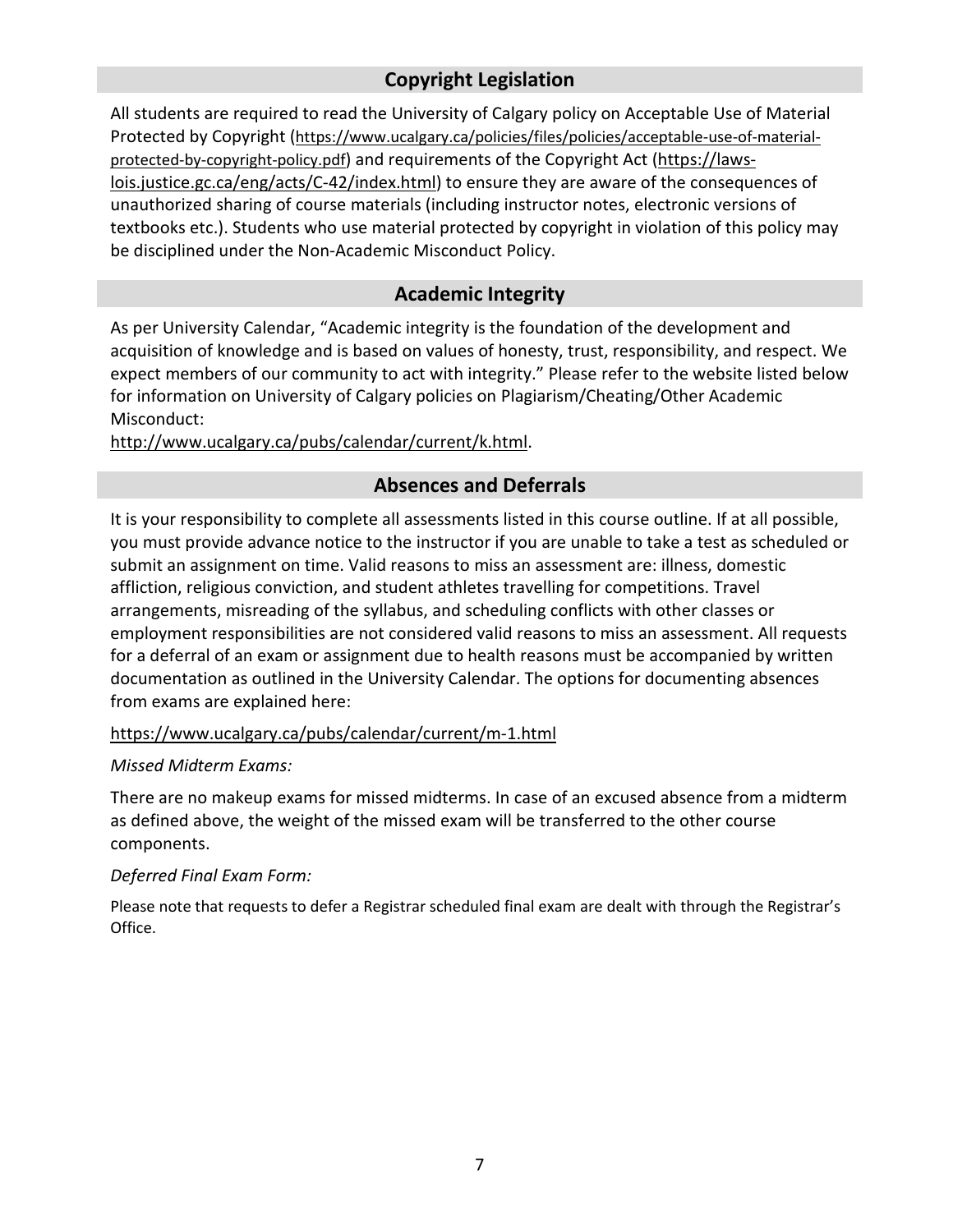## Copyright Legislation

All students are required to read the University of Calgary policy on Acceptable Use of Material Protected by Copyright (https://www.ucalgary.ca/policies/files/policies/acceptable-use-of-material-protected-by-copyright-policy.pdf) and requirements of the Copyright Act (https://laws-lois.justice.gc.ca/eng/acts/C-42/index.html) to ensure they are aware of the consequences of unauthorized sharing of course materials (including instructor notes, electronic versions of textbooks etc.). Students who use material protected by copyright in violation of this policy may be disciplined under the Non-Academic Misconduct Policy.

## Academic Integrity

As per University Calendar, "Academic integrity is the foundation of the development and acquisition of knowledge and is based on values of honesty, trust, responsibility, and respect. We expect members of our community to act with integrity." Please refer to the website listed below for information on University of Calgary policies on Plagiarism/Cheating/Other Academic Misconduct:
http://www.ucalgary.ca/pubs/calendar/current/k.html.

## Absences and Deferrals

It is your responsibility to complete all assessments listed in this course outline. If at all possible, you must provide advance notice to the instructor if you are unable to take a test as scheduled or submit an assignment on time. Valid reasons to miss an assessment are: illness, domestic affliction, religious conviction, and student athletes travelling for competitions. Travel arrangements, misreading of the syllabus, and scheduling conflicts with other classes or employment responsibilities are not considered valid reasons to miss an assessment. All requests for a deferral of an exam or assignment due to health reasons must be accompanied by written documentation as outlined in the University Calendar. The options for documenting absences from exams are explained here:

https://www.ucalgary.ca/pubs/calendar/current/m-1.html

*Missed Midterm Exams:*

There are no makeup exams for missed midterms. In case of an excused absence from a midterm as defined above, the weight of the missed exam will be transferred to the other course components.

*Deferred Final Exam Form:*

Please note that requests to defer a Registrar scheduled final exam are dealt with through the Registrar's Office.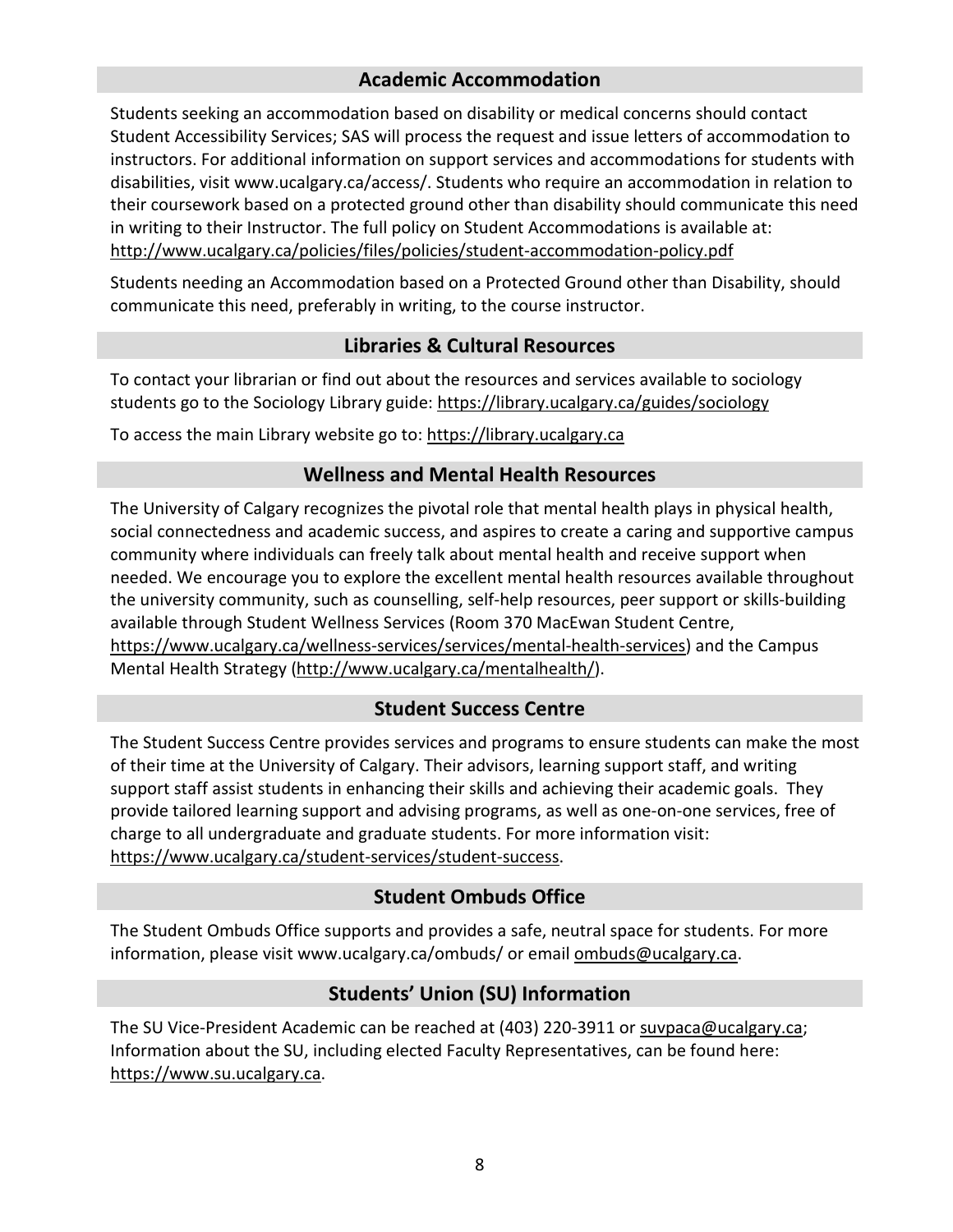## Academic Accommodation

Students seeking an accommodation based on disability or medical concerns should contact Student Accessibility Services; SAS will process the request and issue letters of accommodation to instructors. For additional information on support services and accommodations for students with disabilities, visit www.ucalgary.ca/access/. Students who require an accommodation in relation to their coursework based on a protected ground other than disability should communicate this need in writing to their Instructor. The full policy on Student Accommodations is available at: http://www.ucalgary.ca/policies/files/policies/student-accommodation-policy.pdf

Students needing an Accommodation based on a Protected Ground other than Disability, should communicate this need, preferably in writing, to the course instructor.

## Libraries & Cultural Resources

To contact your librarian or find out about the resources and services available to sociology students go to the Sociology Library guide: https://library.ucalgary.ca/guides/sociology

To access the main Library website go to: https://library.ucalgary.ca

## Wellness and Mental Health Resources

The University of Calgary recognizes the pivotal role that mental health plays in physical health, social connectedness and academic success, and aspires to create a caring and supportive campus community where individuals can freely talk about mental health and receive support when needed. We encourage you to explore the excellent mental health resources available throughout the university community, such as counselling, self-help resources, peer support or skills-building available through Student Wellness Services (Room 370 MacEwan Student Centre, https://www.ucalgary.ca/wellness-services/services/mental-health-services) and the Campus Mental Health Strategy (http://www.ucalgary.ca/mentalhealth/).

## Student Success Centre

The Student Success Centre provides services and programs to ensure students can make the most of their time at the University of Calgary. Their advisors, learning support staff, and writing support staff assist students in enhancing their skills and achieving their academic goals. They provide tailored learning support and advising programs, as well as one-on-one services, free of charge to all undergraduate and graduate students. For more information visit: https://www.ucalgary.ca/student-services/student-success.

## Student Ombuds Office

The Student Ombuds Office supports and provides a safe, neutral space for students. For more information, please visit www.ucalgary.ca/ombuds/ or email ombuds@ucalgary.ca.

## Students' Union (SU) Information

The SU Vice-President Academic can be reached at (403) 220-3911 or suvpaca@ucalgary.ca; Information about the SU, including elected Faculty Representatives, can be found here: https://www.su.ucalgary.ca.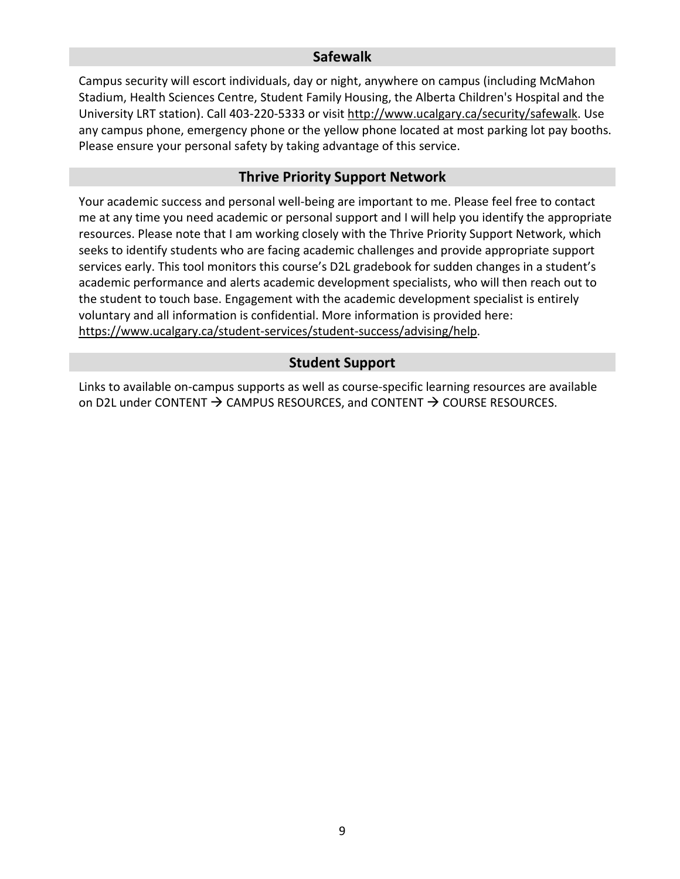## Safewalk

Campus security will escort individuals, day or night, anywhere on campus (including McMahon Stadium, Health Sciences Centre, Student Family Housing, the Alberta Children's Hospital and the University LRT station). Call 403-220-5333 or visit http://www.ucalgary.ca/security/safewalk. Use any campus phone, emergency phone or the yellow phone located at most parking lot pay booths. Please ensure your personal safety by taking advantage of this service.

## Thrive Priority Support Network

Your academic success and personal well-being are important to me. Please feel free to contact me at any time you need academic or personal support and I will help you identify the appropriate resources. Please note that I am working closely with the Thrive Priority Support Network, which seeks to identify students who are facing academic challenges and provide appropriate support services early. This tool monitors this course's D2L gradebook for sudden changes in a student's academic performance and alerts academic development specialists, who will then reach out to the student to touch base. Engagement with the academic development specialist is entirely voluntary and all information is confidential. More information is provided here: https://www.ucalgary.ca/student-services/student-success/advising/help.

## Student Support

Links to available on-campus supports as well as course-specific learning resources are available on D2L under CONTENT → CAMPUS RESOURCES, and CONTENT → COURSE RESOURCES.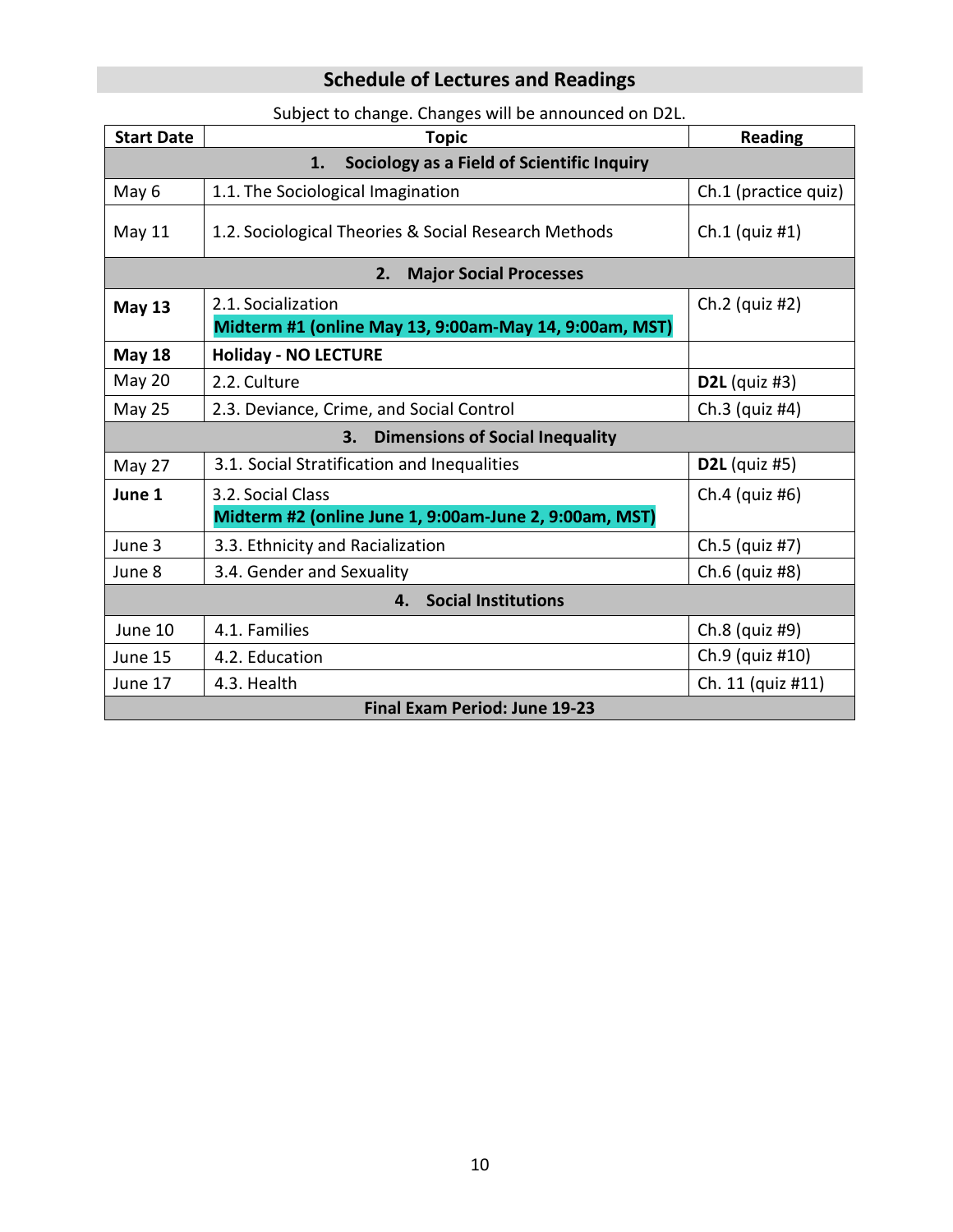## Schedule of Lectures and Readings

Subject to change. Changes will be announced on D2L.

| Start Date | Topic | Reading |
|---|---|---|
| | **1. Sociology as a Field of Scientific Inquiry** | |
| May 6 | 1.1. The Sociological Imagination | Ch.1 (practice quiz) |
| May 11 | 1.2. Sociological Theories & Social Research Methods | Ch.1 (quiz #1) |
| | **2. Major Social Processes** | |
| **May 13** | 2.1. Socialization<br>**Midterm #1 (online May 13, 9:00am-May 14, 9:00am, MST)** | Ch.2 (quiz #2) |
| **May 18** | **Holiday - NO LECTURE** | |
| May 20 | 2.2. Culture | **D2L** (quiz #3) |
| May 25 | 2.3. Deviance, Crime, and Social Control | Ch.3 (quiz #4) |
| | **3. Dimensions of Social Inequality** | |
| May 27 | 3.1. Social Stratification and Inequalities | **D2L** (quiz #5) |
| **June 1** | 3.2. Social Class<br>**Midterm #2 (online June 1, 9:00am-June 2, 9:00am, MST)** | Ch.4 (quiz #6) |
| June 3 | 3.3. Ethnicity and Racialization | Ch.5 (quiz #7) |
| June 8 | 3.4. Gender and Sexuality | Ch.6 (quiz #8) |
| | **4. Social Institutions** | |
| June 10 | 4.1. Families | Ch.8 (quiz #9) |
| June 15 | 4.2. Education | Ch.9 (quiz #10) |
| June 17 | 4.3. Health | Ch. 11 (quiz #11) |
| | **Final Exam Period: June 19-23** | |